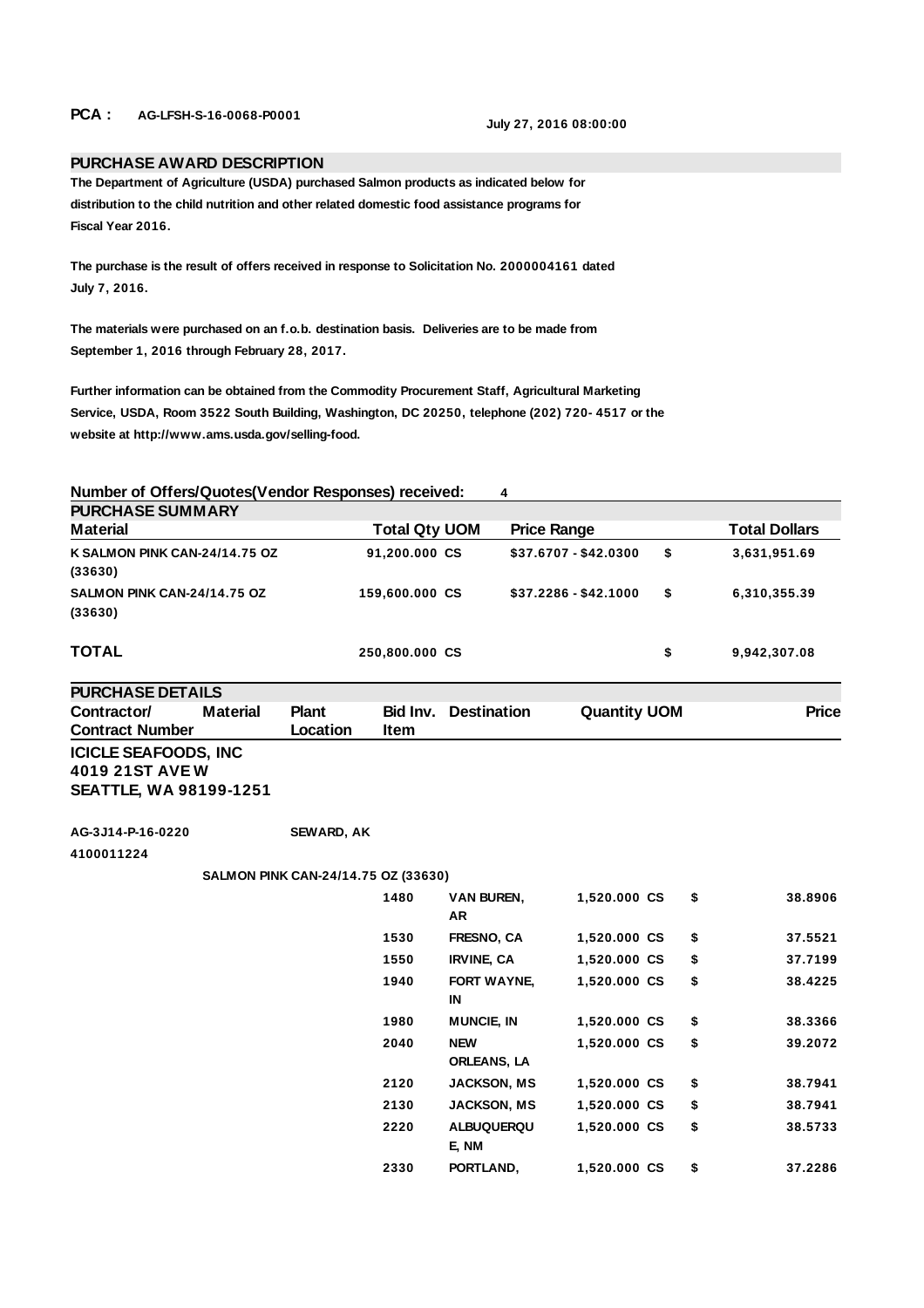**PCA :** AG-LFSH-S-16-0068-P0001

July 27, 2016 08:00:00

## PURCHASE AWARD DESCRIPTION

The Department of Agriculture (USDA) purchased Salmon products as indicated below for distribution to the child nutrition and other related domestic food assistance programs for Fiscal Year 2016.

The purchase is the result of offers received in response to Solicitation No. 2000004161 dated July 7, 2016.

The materials were purchased on an f.o.b. destination basis. Deliveries are to be made from September 1, 2016 through February 28, 2017.

Further information can be obtained from the Commodity Procurement Staff, Agricultural Marketing Service, USDA, Room 3522 South Building, Washington, DC 20250, telephone (202) 720- 4517 or the website at http://www.ams.usda.gov/selling-food.

**Number of Offers/Quotes(Vendor Responses) received:** 4

## PURCHASE SUMMARY

| Material | Total Qty UOM | Price Range | | Total Dollars |
|---|---|---|---|---|
| K SALMON PINK CAN-24/14.75 OZ (33630) | 91,200.000 CS | $37.6707 - $42.0300 | $ | 3,631,951.69 |
| SALMON PINK CAN-24/14.75 OZ (33630) | 159,600.000 CS | $37.2286 - $42.1000 | $ | 6,310,355.39 |
| **TOTAL** | 250,800.000 CS | | $ | 9,942,307.08 |

## PURCHASE DETAILS

**ICICLE SEAFOODS, INC**
**4019 21ST AVE W**
**SEATTLE, WA 98199-1251**

| Contractor/ Contract Number | Material | Plant Location | Bid Inv. Item | Destination | Quantity UOM | | Price |
|---|---|---|---|---|---|---|---|
| AG-3J14-P-16-0220 4100011224 | | SEWARD, AK | | | | | |
| | SALMON PINK CAN-24/14.75 OZ (33630) | | | | | | |
| | | | 1480 | VAN BUREN, AR | 1,520.000 CS | $ | 38.8906 |
| | | | 1530 | FRESNO, CA | 1,520.000 CS | $ | 37.5521 |
| | | | 1550 | IRVINE, CA | 1,520.000 CS | $ | 37.7199 |
| | | | 1940 | FORT WAYNE, IN | 1,520.000 CS | $ | 38.4225 |
| | | | 1980 | MUNCIE, IN | 1,520.000 CS | $ | 38.3366 |
| | | | 2040 | NEW ORLEANS, LA | 1,520.000 CS | $ | 39.2072 |
| | | | 2120 | JACKSON, MS | 1,520.000 CS | $ | 38.7941 |
| | | | 2130 | JACKSON, MS | 1,520.000 CS | $ | 38.7941 |
| | | | 2220 | ALBUQUERQUE, NM | 1,520.000 CS | $ | 38.5733 |
| | | | 2330 | PORTLAND, | 1,520.000 CS | $ | 37.2286 |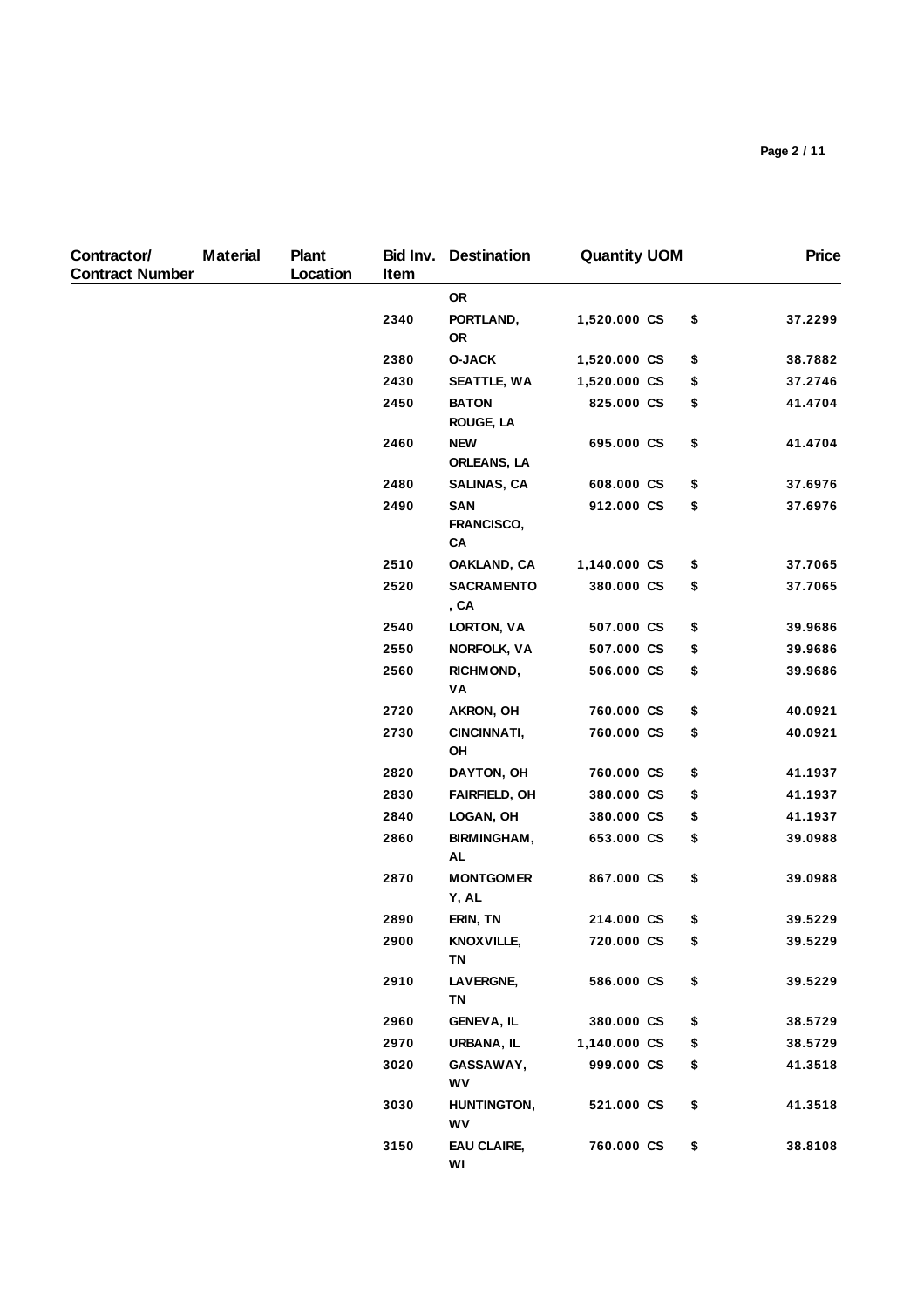| Contractor/ Contract Number | Material | Plant Location | Bid Inv. Item | Destination | Quantity | UOM | | Price |
|---|---|---|---|---|---|---|---|---|
| | | | | OR | | | | |
| | | | 2340 | PORTLAND, OR | 1,520.000 | CS | $ | 37.2299 |
| | | | 2380 | O-JACK | 1,520.000 | CS | $ | 38.7882 |
| | | | 2430 | SEATTLE, WA | 1,520.000 | CS | $ | 37.2746 |
| | | | 2450 | BATON ROUGE, LA | 825.000 | CS | $ | 41.4704 |
| | | | 2460 | NEW ORLEANS, LA | 695.000 | CS | $ | 41.4704 |
| | | | 2480 | SALINAS, CA | 608.000 | CS | $ | 37.6976 |
| | | | 2490 | SAN FRANCISCO, CA | 912.000 | CS | $ | 37.6976 |
| | | | 2510 | OAKLAND, CA | 1,140.000 | CS | $ | 37.7065 |
| | | | 2520 | SACRAMENTO, CA | 380.000 | CS | $ | 37.7065 |
| | | | 2540 | LORTON, VA | 507.000 | CS | $ | 39.9686 |
| | | | 2550 | NORFOLK, VA | 507.000 | CS | $ | 39.9686 |
| | | | 2560 | RICHMOND, VA | 506.000 | CS | $ | 39.9686 |
| | | | 2720 | AKRON, OH | 760.000 | CS | $ | 40.0921 |
| | | | 2730 | CINCINNATI, OH | 760.000 | CS | $ | 40.0921 |
| | | | 2820 | DAYTON, OH | 760.000 | CS | $ | 41.1937 |
| | | | 2830 | FAIRFIELD, OH | 380.000 | CS | $ | 41.1937 |
| | | | 2840 | LOGAN, OH | 380.000 | CS | $ | 41.1937 |
| | | | 2860 | BIRMINGHAM, AL | 653.000 | CS | $ | 39.0988 |
| | | | 2870 | MONTGOMERY, AL | 867.000 | CS | $ | 39.0988 |
| | | | 2890 | ERIN, TN | 214.000 | CS | $ | 39.5229 |
| | | | 2900 | KNOXVILLE, TN | 720.000 | CS | $ | 39.5229 |
| | | | 2910 | LAVERGNE, TN | 586.000 | CS | $ | 39.5229 |
| | | | 2960 | GENEVA, IL | 380.000 | CS | $ | 38.5729 |
| | | | 2970 | URBANA, IL | 1,140.000 | CS | $ | 38.5729 |
| | | | 3020 | GASSAWAY, WV | 999.000 | CS | $ | 41.3518 |
| | | | 3030 | HUNTINGTON, WV | 521.000 | CS | $ | 41.3518 |
| | | | 3150 | EAU CLAIRE, WI | 760.000 | CS | $ | 38.8108 |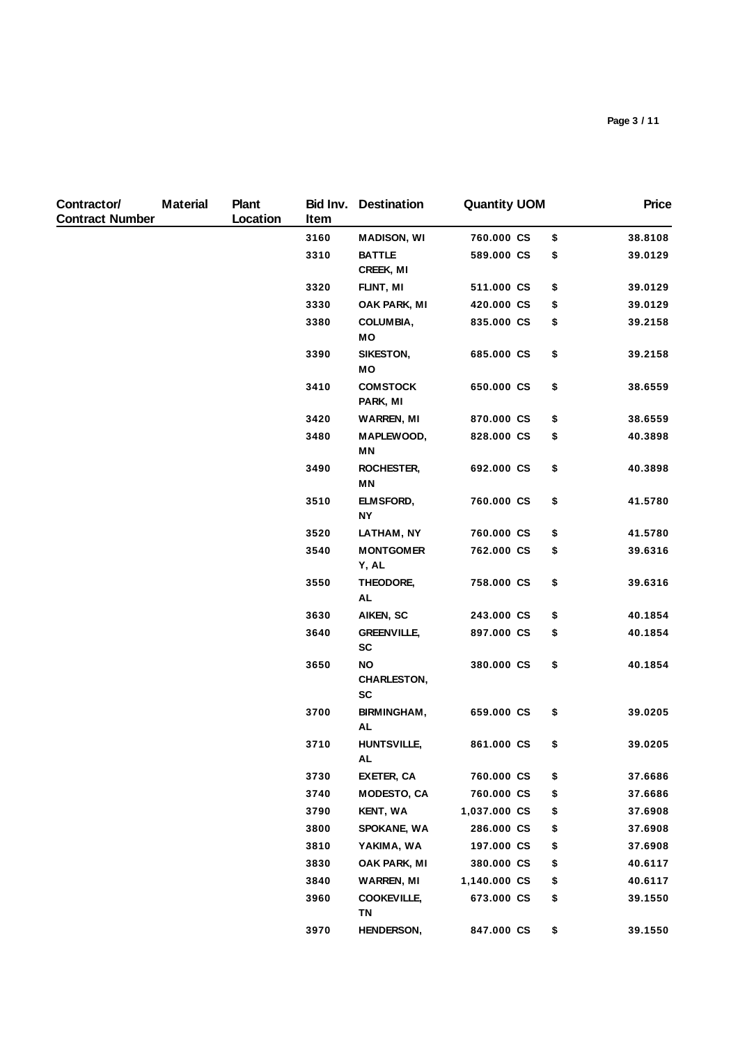| Contractor/ Contract Number | Material | Plant Location | Bid Inv. Item | Destination | Quantity | UOM | | Price |
|---|---|---|---|---|---|---|---|---|
| | | | 3160 | MADISON, WI | 760.000 | CS | $ | 38.8108 |
| | | | 3310 | BATTLE CREEK, MI | 589.000 | CS | $ | 39.0129 |
| | | | 3320 | FLINT, MI | 511.000 | CS | $ | 39.0129 |
| | | | 3330 | OAK PARK, MI | 420.000 | CS | $ | 39.0129 |
| | | | 3380 | COLUMBIA, MO | 835.000 | CS | $ | 39.2158 |
| | | | 3390 | SIKESTON, MO | 685.000 | CS | $ | 39.2158 |
| | | | 3410 | COMSTOCK PARK, MI | 650.000 | CS | $ | 38.6559 |
| | | | 3420 | WARREN, MI | 870.000 | CS | $ | 38.6559 |
| | | | 3480 | MAPLEWOOD, MN | 828.000 | CS | $ | 40.3898 |
| | | | 3490 | ROCHESTER, MN | 692.000 | CS | $ | 40.3898 |
| | | | 3510 | ELMSFORD, NY | 760.000 | CS | $ | 41.5780 |
| | | | 3520 | LATHAM, NY | 760.000 | CS | $ | 41.5780 |
| | | | 3540 | MONTGOMERY, AL | 762.000 | CS | $ | 39.6316 |
| | | | 3550 | THEODORE, AL | 758.000 | CS | $ | 39.6316 |
| | | | 3630 | AIKEN, SC | 243.000 | CS | $ | 40.1854 |
| | | | 3640 | GREENVILLE, SC | 897.000 | CS | $ | 40.1854 |
| | | | 3650 | NO CHARLESTON, SC | 380.000 | CS | $ | 40.1854 |
| | | | 3700 | BIRMINGHAM, AL | 659.000 | CS | $ | 39.0205 |
| | | | 3710 | HUNTSVILLE, AL | 861.000 | CS | $ | 39.0205 |
| | | | 3730 | EXETER, CA | 760.000 | CS | $ | 37.6686 |
| | | | 3740 | MODESTO, CA | 760.000 | CS | $ | 37.6686 |
| | | | 3790 | KENT, WA | 1,037.000 | CS | $ | 37.6908 |
| | | | 3800 | SPOKANE, WA | 286.000 | CS | $ | 37.6908 |
| | | | 3810 | YAKIMA, WA | 197.000 | CS | $ | 37.6908 |
| | | | 3830 | OAK PARK, MI | 380.000 | CS | $ | 40.6117 |
| | | | 3840 | WARREN, MI | 1,140.000 | CS | $ | 40.6117 |
| | | | 3960 | COOKEVILLE, TN | 673.000 | CS | $ | 39.1550 |
| | | | 3970 | HENDERSON, | 847.000 | CS | $ | 39.1550 |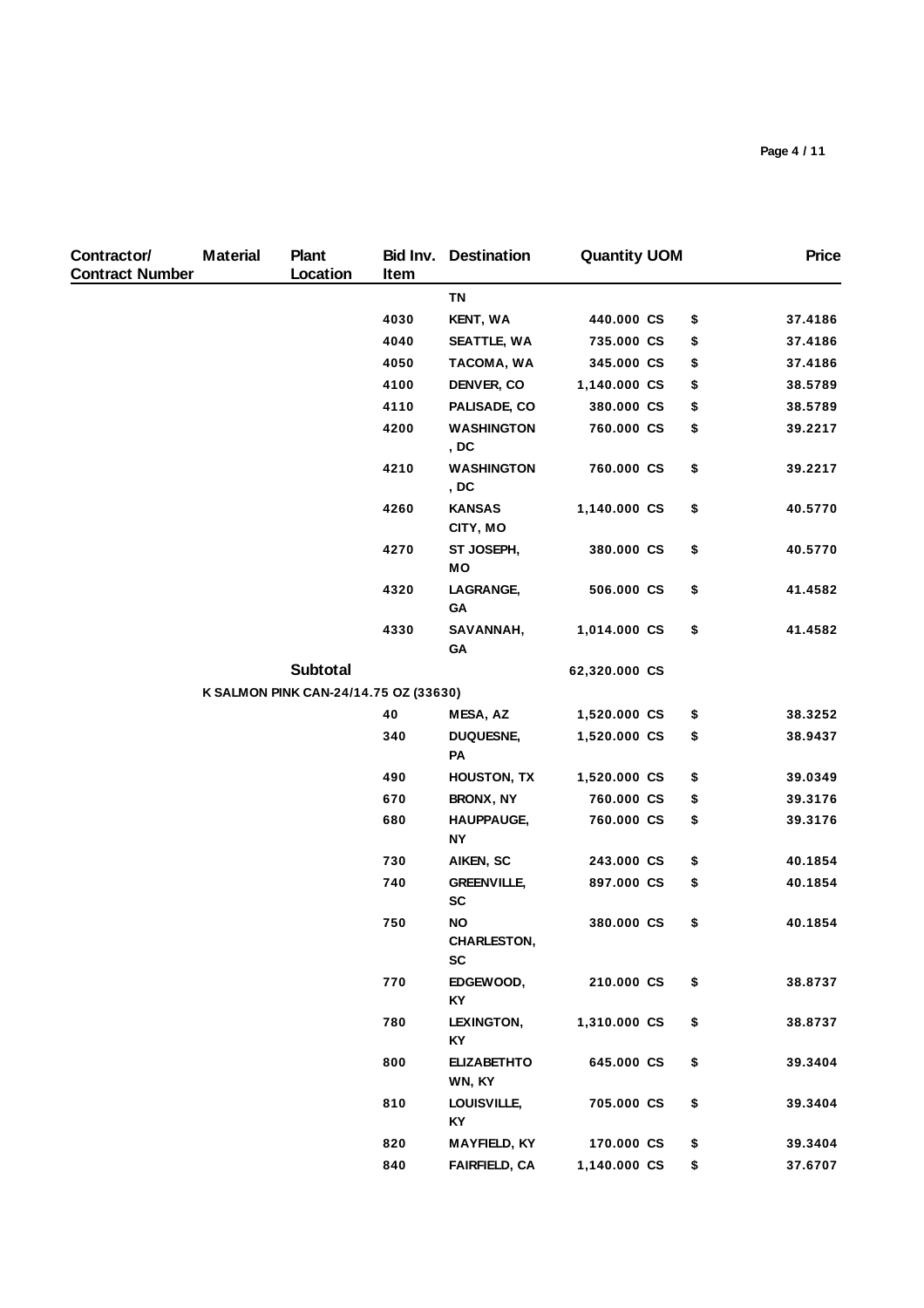| Contractor/ Contract Number | Material | Plant Location | Bid Inv. Item | Destination | Quantity | UOM | | Price |
|---|---|---|---|---|---|---|---|---|
| | | | | TN | | | | |
| | | | 4030 | KENT, WA | 440.000 | CS | $ | 37.4186 |
| | | | 4040 | SEATTLE, WA | 735.000 | CS | $ | 37.4186 |
| | | | 4050 | TACOMA, WA | 345.000 | CS | $ | 37.4186 |
| | | | 4100 | DENVER, CO | 1,140.000 | CS | $ | 38.5789 |
| | | | 4110 | PALISADE, CO | 380.000 | CS | $ | 38.5789 |
| | | | 4200 | WASHINGTON, DC | 760.000 | CS | $ | 39.2217 |
| | | | 4210 | WASHINGTON, DC | 760.000 | CS | $ | 39.2217 |
| | | | 4260 | KANSAS CITY, MO | 1,140.000 | CS | $ | 40.5770 |
| | | | 4270 | ST JOSEPH, MO | 380.000 | CS | $ | 40.5770 |
| | | | 4320 | LAGRANGE, GA | 506.000 | CS | $ | 41.4582 |
| | | | 4330 | SAVANNAH, GA | 1,014.000 | CS | $ | 41.4582 |
| | | **Subtotal** | | | 62,320.000 | CS | | |
| | K SALMON PINK CAN-24/14.75 OZ (33630) | | | | | | | |
| | | | 40 | MESA, AZ | 1,520.000 | CS | $ | 38.3252 |
| | | | 340 | DUQUESNE, PA | 1,520.000 | CS | $ | 38.9437 |
| | | | 490 | HOUSTON, TX | 1,520.000 | CS | $ | 39.0349 |
| | | | 670 | BRONX, NY | 760.000 | CS | $ | 39.3176 |
| | | | 680 | HAUPPAUGE, NY | 760.000 | CS | $ | 39.3176 |
| | | | 730 | AIKEN, SC | 243.000 | CS | $ | 40.1854 |
| | | | 740 | GREENVILLE, SC | 897.000 | CS | $ | 40.1854 |
| | | | 750 | NO CHARLESTON, SC | 380.000 | CS | $ | 40.1854 |
| | | | 770 | EDGEWOOD, KY | 210.000 | CS | $ | 38.8737 |
| | | | 780 | LEXINGTON, KY | 1,310.000 | CS | $ | 38.8737 |
| | | | 800 | ELIZABETHTOWN, KY | 645.000 | CS | $ | 39.3404 |
| | | | 810 | LOUISVILLE, KY | 705.000 | CS | $ | 39.3404 |
| | | | 820 | MAYFIELD, KY | 170.000 | CS | $ | 39.3404 |
| | | | 840 | FAIRFIELD, CA | 1,140.000 | CS | $ | 37.6707 |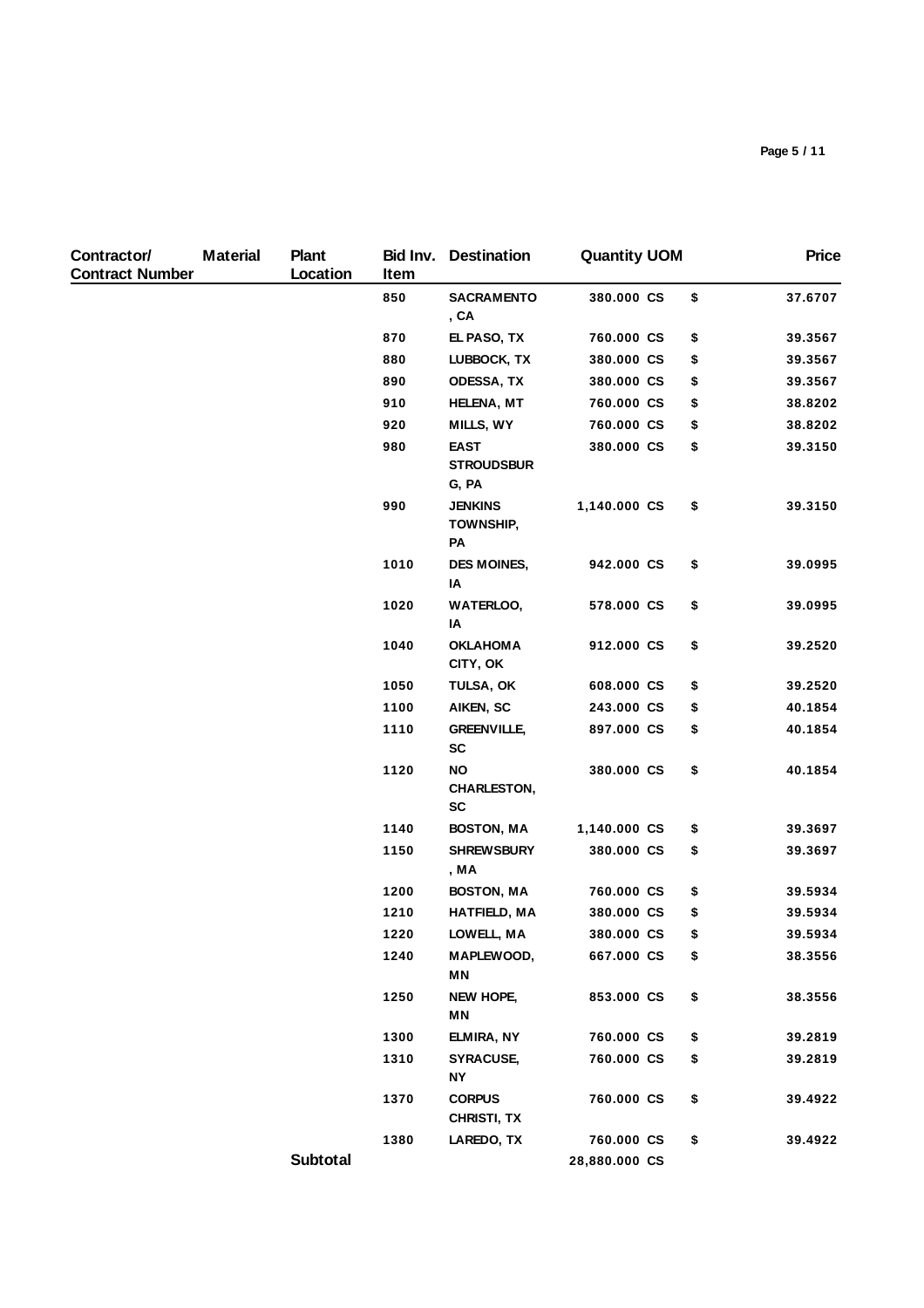| Contractor/ Contract Number | Material | Plant Location | Bid Inv. Item | Destination | Quantity | UOM | | Price |
|---|---|---|---|---|---|---|---|---|
| | | | 850 | SACRAMENTO, CA | 380.000 | CS | $ | 37.6707 |
| | | | 870 | EL PASO, TX | 760.000 | CS | $ | 39.3567 |
| | | | 880 | LUBBOCK, TX | 380.000 | CS | $ | 39.3567 |
| | | | 890 | ODESSA, TX | 380.000 | CS | $ | 39.3567 |
| | | | 910 | HELENA, MT | 760.000 | CS | $ | 38.8202 |
| | | | 920 | MILLS, WY | 760.000 | CS | $ | 38.8202 |
| | | | 980 | EAST STROUDSBURG, PA | 380.000 | CS | $ | 39.3150 |
| | | | 990 | JENKINS TOWNSHIP, PA | 1,140.000 | CS | $ | 39.3150 |
| | | | 1010 | DES MOINES, IA | 942.000 | CS | $ | 39.0995 |
| | | | 1020 | WATERLOO, IA | 578.000 | CS | $ | 39.0995 |
| | | | 1040 | OKLAHOMA CITY, OK | 912.000 | CS | $ | 39.2520 |
| | | | 1050 | TULSA, OK | 608.000 | CS | $ | 39.2520 |
| | | | 1100 | AIKEN, SC | 243.000 | CS | $ | 40.1854 |
| | | | 1110 | GREENVILLE, SC | 897.000 | CS | $ | 40.1854 |
| | | | 1120 | NO CHARLESTON, SC | 380.000 | CS | $ | 40.1854 |
| | | | 1140 | BOSTON, MA | 1,140.000 | CS | $ | 39.3697 |
| | | | 1150 | SHREWSBURY, MA | 380.000 | CS | $ | 39.3697 |
| | | | 1200 | BOSTON, MA | 760.000 | CS | $ | 39.5934 |
| | | | 1210 | HATFIELD, MA | 380.000 | CS | $ | 39.5934 |
| | | | 1220 | LOWELL, MA | 380.000 | CS | $ | 39.5934 |
| | | | 1240 | MAPLEWOOD, MN | 667.000 | CS | $ | 38.3556 |
| | | | 1250 | NEW HOPE, MN | 853.000 | CS | $ | 38.3556 |
| | | | 1300 | ELMIRA, NY | 760.000 | CS | $ | 39.2819 |
| | | | 1310 | SYRACUSE, NY | 760.000 | CS | $ | 39.2819 |
| | | | 1370 | CORPUS CHRISTI, TX | 760.000 | CS | $ | 39.4922 |
| | | | 1380 | LAREDO, TX | 760.000 | CS | $ | 39.4922 |
| | | **Subtotal** | | | 28,880.000 | CS | | |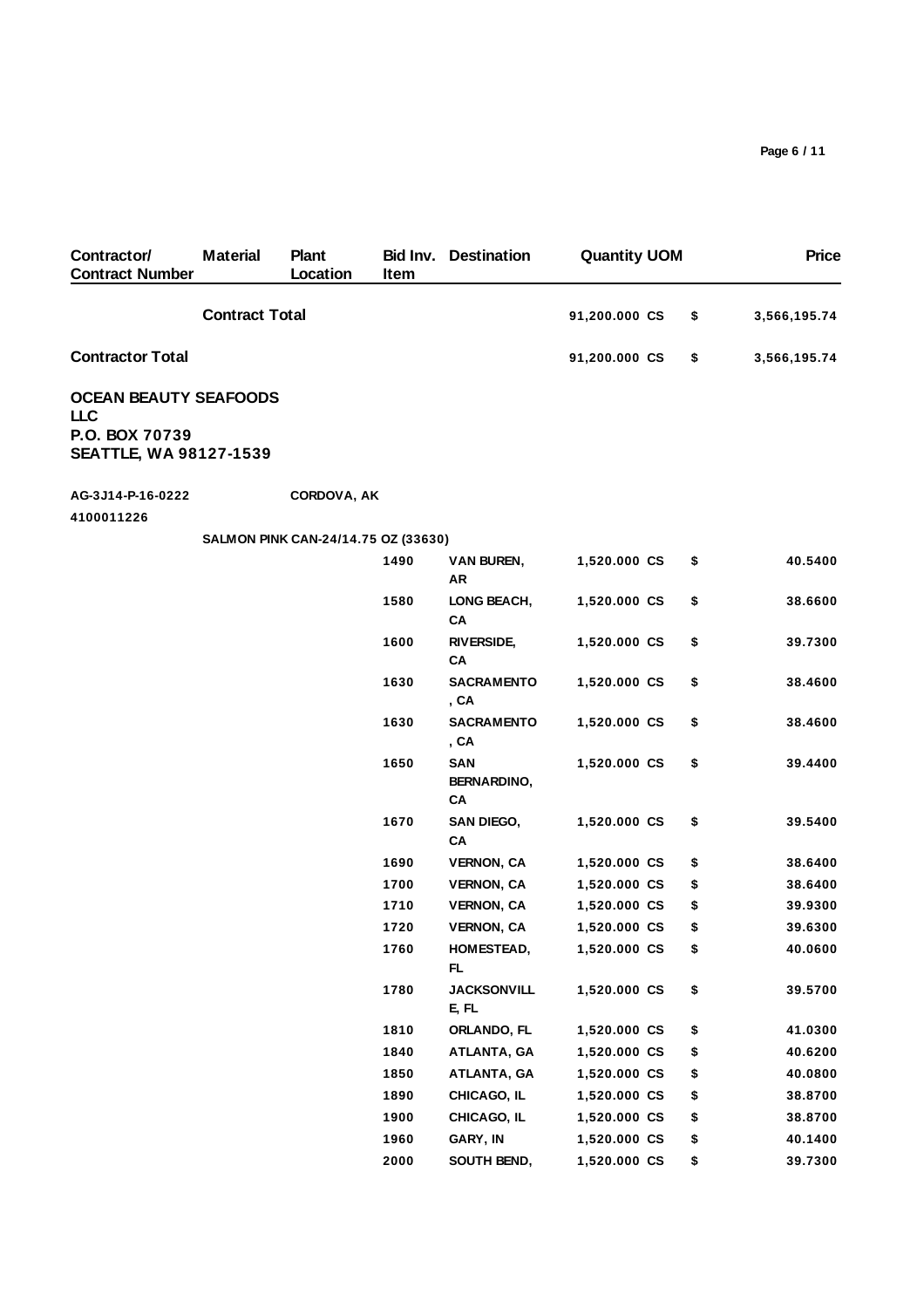| Contractor/ Contract Number | Material | Plant Location | Bid Inv. Item | Destination | Quantity | UOM | | Price |
|---|---|---|---|---|---|---|---|---|
| | **Contract Total** | | | | 91,200.000 | CS | $ | 3,566,195.74 |
| **Contractor Total** | | | | | 91,200.000 | CS | $ | 3,566,195.74 |
| **OCEAN BEAUTY SEAFOODS LLC P.O. BOX 70739 SEATTLE, WA 98127-1539** | | | | | | | | |
| AG-3J14-P-16-0222 4100011226 | | CORDOVA, AK | | | | | | |
| | SALMON PINK CAN-24/14.75 OZ (33630) | | | | | | | |
| | | | 1490 | VAN BUREN, AR | 1,520.000 | CS | $ | 40.5400 |
| | | | 1580 | LONG BEACH, CA | 1,520.000 | CS | $ | 38.6600 |
| | | | 1600 | RIVERSIDE, CA | 1,520.000 | CS | $ | 39.7300 |
| | | | 1630 | SACRAMENTO, CA | 1,520.000 | CS | $ | 38.4600 |
| | | | 1630 | SACRAMENTO, CA | 1,520.000 | CS | $ | 38.4600 |
| | | | 1650 | SAN BERNARDINO, CA | 1,520.000 | CS | $ | 39.4400 |
| | | | 1670 | SAN DIEGO, CA | 1,520.000 | CS | $ | 39.5400 |
| | | | 1690 | VERNON, CA | 1,520.000 | CS | $ | 38.6400 |
| | | | 1700 | VERNON, CA | 1,520.000 | CS | $ | 38.6400 |
| | | | 1710 | VERNON, CA | 1,520.000 | CS | $ | 39.9300 |
| | | | 1720 | VERNON, CA | 1,520.000 | CS | $ | 39.6300 |
| | | | 1760 | HOMESTEAD, FL | 1,520.000 | CS | $ | 40.0600 |
| | | | 1780 | JACKSONVILLE, FL | 1,520.000 | CS | $ | 39.5700 |
| | | | 1810 | ORLANDO, FL | 1,520.000 | CS | $ | 41.0300 |
| | | | 1840 | ATLANTA, GA | 1,520.000 | CS | $ | 40.6200 |
| | | | 1850 | ATLANTA, GA | 1,520.000 | CS | $ | 40.0800 |
| | | | 1890 | CHICAGO, IL | 1,520.000 | CS | $ | 38.8700 |
| | | | 1900 | CHICAGO, IL | 1,520.000 | CS | $ | 38.8700 |
| | | | 1960 | GARY, IN | 1,520.000 | CS | $ | 40.1400 |
| | | | 2000 | SOUTH BEND, | 1,520.000 | CS | $ | 39.7300 |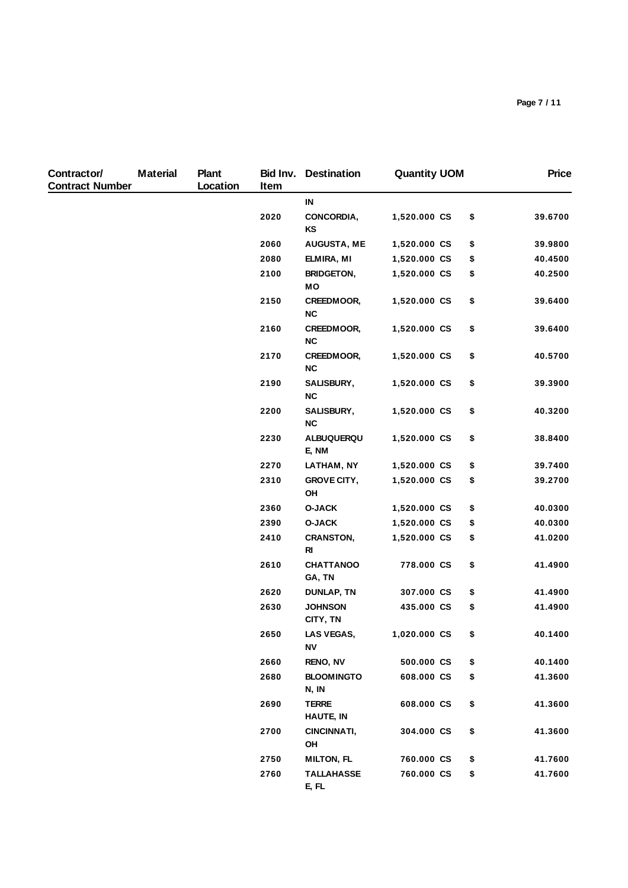| Contractor/ Contract Number | Material | Plant Location | Bid Inv. Item | Destination | Quantity UOM | | Price |
|---|---|---|---|---|---|---|---|
| | | | | IN | | | |
| | | | 2020 | CONCORDIA, KS | 1,520.000 CS | $ | 39.6700 |
| | | | 2060 | AUGUSTA, ME | 1,520.000 CS | $ | 39.9800 |
| | | | 2080 | ELMIRA, MI | 1,520.000 CS | $ | 40.4500 |
| | | | 2100 | BRIDGETON, MO | 1,520.000 CS | $ | 40.2500 |
| | | | 2150 | CREEDMOOR, NC | 1,520.000 CS | $ | 39.6400 |
| | | | 2160 | CREEDMOOR, NC | 1,520.000 CS | $ | 39.6400 |
| | | | 2170 | CREEDMOOR, NC | 1,520.000 CS | $ | 40.5700 |
| | | | 2190 | SALISBURY, NC | 1,520.000 CS | $ | 39.3900 |
| | | | 2200 | SALISBURY, NC | 1,520.000 CS | $ | 40.3200 |
| | | | 2230 | ALBUQUERQUE, NM | 1,520.000 CS | $ | 38.8400 |
| | | | 2270 | LATHAM, NY | 1,520.000 CS | $ | 39.7400 |
| | | | 2310 | GROVE CITY, OH | 1,520.000 CS | $ | 39.2700 |
| | | | 2360 | O-JACK | 1,520.000 CS | $ | 40.0300 |
| | | | 2390 | O-JACK | 1,520.000 CS | $ | 40.0300 |
| | | | 2410 | CRANSTON, RI | 1,520.000 CS | $ | 41.0200 |
| | | | 2610 | CHATTANOOGA, TN | 778.000 CS | $ | 41.4900 |
| | | | 2620 | DUNLAP, TN | 307.000 CS | $ | 41.4900 |
| | | | 2630 | JOHNSON CITY, TN | 435.000 CS | $ | 41.4900 |
| | | | 2650 | LAS VEGAS, NV | 1,020.000 CS | $ | 40.1400 |
| | | | 2660 | RENO, NV | 500.000 CS | $ | 40.1400 |
| | | | 2680 | BLOOMINGTON, IN | 608.000 CS | $ | 41.3600 |
| | | | 2690 | TERRE HAUTE, IN | 608.000 CS | $ | 41.3600 |
| | | | 2700 | CINCINNATI, OH | 304.000 CS | $ | 41.3600 |
| | | | 2750 | MILTON, FL | 760.000 CS | $ | 41.7600 |
| | | | 2760 | TALLAHASSEE, FL | 760.000 CS | $ | 41.7600 |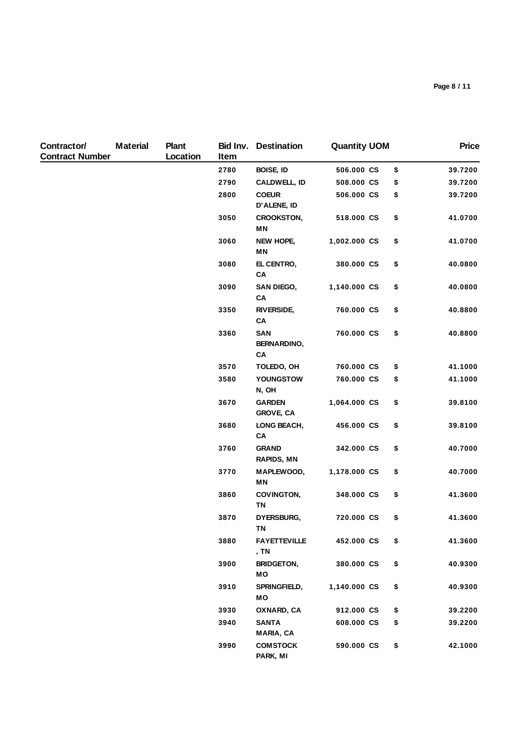| Contractor/ Contract Number | Material | Plant Location | Bid Inv. Item | Destination | Quantity | UOM | | Price |
|---|---|---|---|---|---|---|---|---|
| | | | 2780 | BOISE, ID | 506.000 | CS | $ | 39.7200 |
| | | | 2790 | CALDWELL, ID | 508.000 | CS | $ | 39.7200 |
| | | | 2800 | COEUR D'ALENE, ID | 506.000 | CS | $ | 39.7200 |
| | | | 3050 | CROOKSTON, MN | 518.000 | CS | $ | 41.0700 |
| | | | 3060 | NEW HOPE, MN | 1,002.000 | CS | $ | 41.0700 |
| | | | 3080 | EL CENTRO, CA | 380.000 | CS | $ | 40.0800 |
| | | | 3090 | SAN DIEGO, CA | 1,140.000 | CS | $ | 40.0800 |
| | | | 3350 | RIVERSIDE, CA | 760.000 | CS | $ | 40.8800 |
| | | | 3360 | SAN BERNARDINO, CA | 760.000 | CS | $ | 40.8800 |
| | | | 3570 | TOLEDO, OH | 760.000 | CS | $ | 41.1000 |
| | | | 3580 | YOUNGSTOWN, OH | 760.000 | CS | $ | 41.1000 |
| | | | 3670 | GARDEN GROVE, CA | 1,064.000 | CS | $ | 39.8100 |
| | | | 3680 | LONG BEACH, CA | 456.000 | CS | $ | 39.8100 |
| | | | 3760 | GRAND RAPIDS, MN | 342.000 | CS | $ | 40.7000 |
| | | | 3770 | MAPLEWOOD, MN | 1,178.000 | CS | $ | 40.7000 |
| | | | 3860 | COVINGTON, TN | 348.000 | CS | $ | 41.3600 |
| | | | 3870 | DYERSBURG, TN | 720.000 | CS | $ | 41.3600 |
| | | | 3880 | FAYETTEVILLE, TN | 452.000 | CS | $ | 41.3600 |
| | | | 3900 | BRIDGETON, MO | 380.000 | CS | $ | 40.9300 |
| | | | 3910 | SPRINGFIELD, MO | 1,140.000 | CS | $ | 40.9300 |
| | | | 3930 | OXNARD, CA | 912.000 | CS | $ | 39.2200 |
| | | | 3940 | SANTA MARIA, CA | 608.000 | CS | $ | 39.2200 |
| | | | 3990 | COMSTOCK PARK, MI | 590.000 | CS | $ | 42.1000 |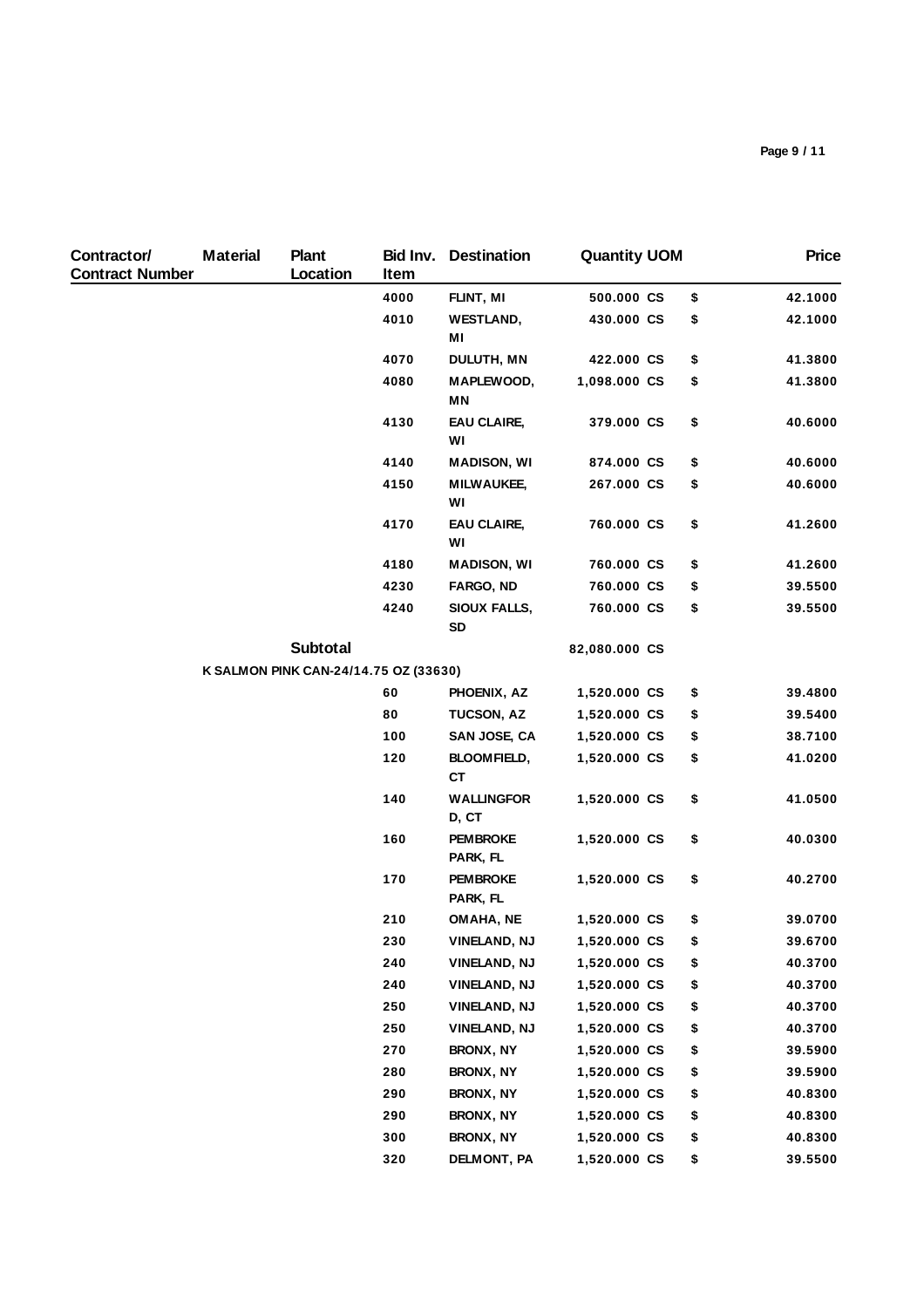| Contractor/ Contract Number | Material | Plant Location | Bid Inv. Item | Destination | Quantity | UOM | | Price |
|---|---|---|---|---|---|---|---|---|
| | | | 4000 | FLINT, MI | 500.000 | CS | $ | 42.1000 |
| | | | 4010 | WESTLAND, MI | 430.000 | CS | $ | 42.1000 |
| | | | 4070 | DULUTH, MN | 422.000 | CS | $ | 41.3800 |
| | | | 4080 | MAPLEWOOD, MN | 1,098.000 | CS | $ | 41.3800 |
| | | | 4130 | EAU CLAIRE, WI | 379.000 | CS | $ | 40.6000 |
| | | | 4140 | MADISON, WI | 874.000 | CS | $ | 40.6000 |
| | | | 4150 | MILWAUKEE, WI | 267.000 | CS | $ | 40.6000 |
| | | | 4170 | EAU CLAIRE, WI | 760.000 | CS | $ | 41.2600 |
| | | | 4180 | MADISON, WI | 760.000 | CS | $ | 41.2600 |
| | | | 4230 | FARGO, ND | 760.000 | CS | $ | 39.5500 |
| | | | 4240 | SIOUX FALLS, SD | 760.000 | CS | $ | 39.5500 |
| | | **Subtotal** | | | 82,080.000 | CS | | |
| | K SALMON PINK CAN-24/14.75 OZ (33630) | | | | | | | |
| | | | 60 | PHOENIX, AZ | 1,520.000 | CS | $ | 39.4800 |
| | | | 80 | TUCSON, AZ | 1,520.000 | CS | $ | 39.5400 |
| | | | 100 | SAN JOSE, CA | 1,520.000 | CS | $ | 38.7100 |
| | | | 120 | BLOOMFIELD, CT | 1,520.000 | CS | $ | 41.0200 |
| | | | 140 | WALLINGFORD, CT | 1,520.000 | CS | $ | 41.0500 |
| | | | 160 | PEMBROKE PARK, FL | 1,520.000 | CS | $ | 40.0300 |
| | | | 170 | PEMBROKE PARK, FL | 1,520.000 | CS | $ | 40.2700 |
| | | | 210 | OMAHA, NE | 1,520.000 | CS | $ | 39.0700 |
| | | | 230 | VINELAND, NJ | 1,520.000 | CS | $ | 39.6700 |
| | | | 240 | VINELAND, NJ | 1,520.000 | CS | $ | 40.3700 |
| | | | 240 | VINELAND, NJ | 1,520.000 | CS | $ | 40.3700 |
| | | | 250 | VINELAND, NJ | 1,520.000 | CS | $ | 40.3700 |
| | | | 250 | VINELAND, NJ | 1,520.000 | CS | $ | 40.3700 |
| | | | 270 | BRONX, NY | 1,520.000 | CS | $ | 39.5900 |
| | | | 280 | BRONX, NY | 1,520.000 | CS | $ | 39.5900 |
| | | | 290 | BRONX, NY | 1,520.000 | CS | $ | 40.8300 |
| | | | 290 | BRONX, NY | 1,520.000 | CS | $ | 40.8300 |
| | | | 300 | BRONX, NY | 1,520.000 | CS | $ | 40.8300 |
| | | | 320 | DELMONT, PA | 1,520.000 | CS | $ | 39.5500 |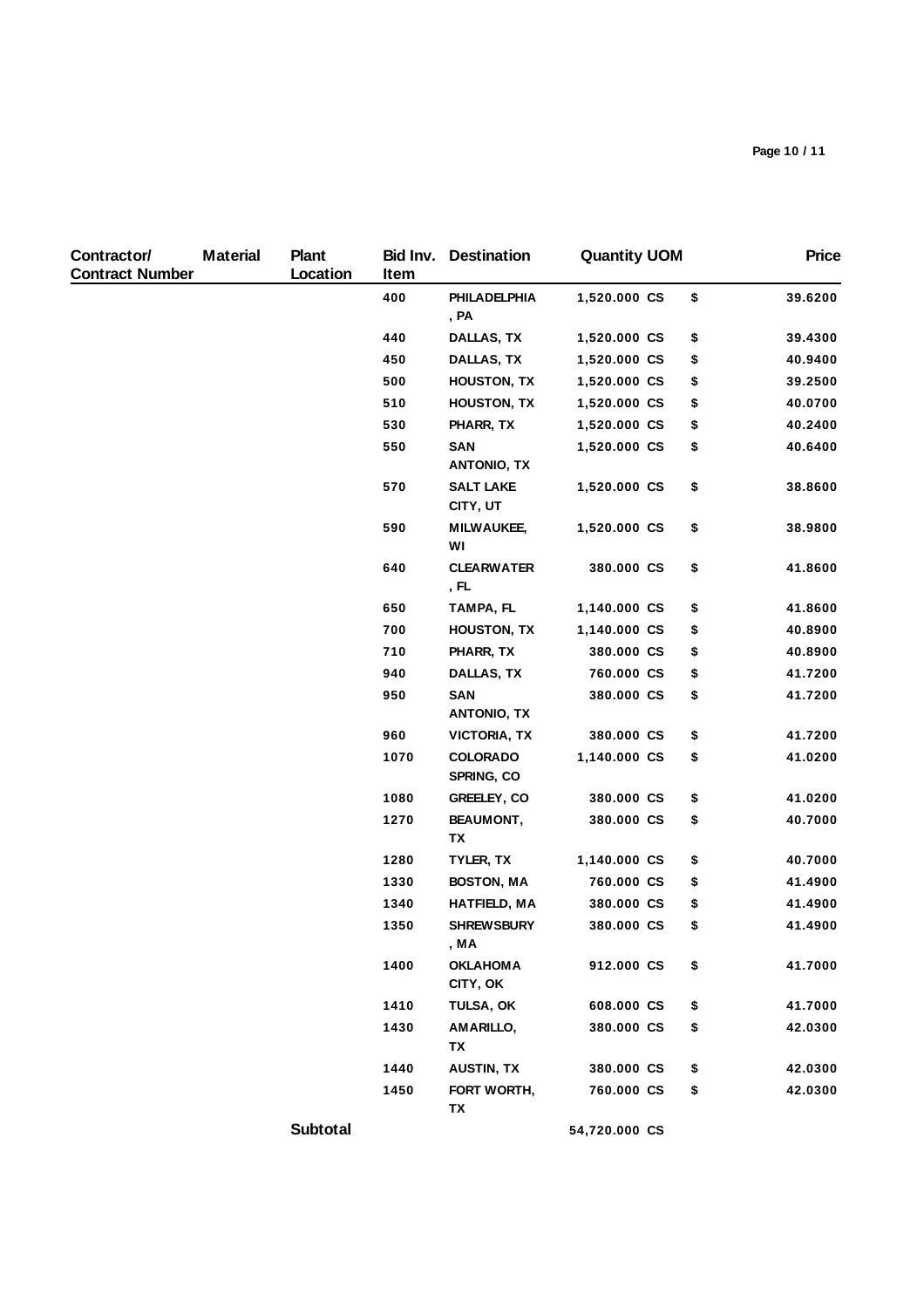| Contractor/ Contract Number | Material | Plant Location | Bid Inv. Item | Destination | Quantity | UOM | | Price |
|---|---|---|---|---|---|---|---|---|
| | | | 400 | PHILADELPHIA , PA | 1,520.000 | CS | $ | 39.6200 |
| | | | 440 | DALLAS, TX | 1,520.000 | CS | $ | 39.4300 |
| | | | 450 | DALLAS, TX | 1,520.000 | CS | $ | 40.9400 |
| | | | 500 | HOUSTON, TX | 1,520.000 | CS | $ | 39.2500 |
| | | | 510 | HOUSTON, TX | 1,520.000 | CS | $ | 40.0700 |
| | | | 530 | PHARR, TX | 1,520.000 | CS | $ | 40.2400 |
| | | | 550 | SAN ANTONIO, TX | 1,520.000 | CS | $ | 40.6400 |
| | | | 570 | SALT LAKE CITY, UT | 1,520.000 | CS | $ | 38.8600 |
| | | | 590 | MILWAUKEE, WI | 1,520.000 | CS | $ | 38.9800 |
| | | | 640 | CLEARWATER , FL | 380.000 | CS | $ | 41.8600 |
| | | | 650 | TAMPA, FL | 1,140.000 | CS | $ | 41.8600 |
| | | | 700 | HOUSTON, TX | 1,140.000 | CS | $ | 40.8900 |
| | | | 710 | PHARR, TX | 380.000 | CS | $ | 40.8900 |
| | | | 940 | DALLAS, TX | 760.000 | CS | $ | 41.7200 |
| | | | 950 | SAN ANTONIO, TX | 380.000 | CS | $ | 41.7200 |
| | | | 960 | VICTORIA, TX | 380.000 | CS | $ | 41.7200 |
| | | | 1070 | COLORADO SPRING, CO | 1,140.000 | CS | $ | 41.0200 |
| | | | 1080 | GREELEY, CO | 380.000 | CS | $ | 41.0200 |
| | | | 1270 | BEAUMONT, TX | 380.000 | CS | $ | 40.7000 |
| | | | 1280 | TYLER, TX | 1,140.000 | CS | $ | 40.7000 |
| | | | 1330 | BOSTON, MA | 760.000 | CS | $ | 41.4900 |
| | | | 1340 | HATFIELD, MA | 380.000 | CS | $ | 41.4900 |
| | | | 1350 | SHREWSBURY , MA | 380.000 | CS | $ | 41.4900 |
| | | | 1400 | OKLAHOMA CITY, OK | 912.000 | CS | $ | 41.7000 |
| | | | 1410 | TULSA, OK | 608.000 | CS | $ | 41.7000 |
| | | | 1430 | AMARILLO, TX | 380.000 | CS | $ | 42.0300 |
| | | | 1440 | AUSTIN, TX | 380.000 | CS | $ | 42.0300 |
| | | | 1450 | FORT WORTH, TX | 760.000 | CS | $ | 42.0300 |
| | | **Subtotal** | | | 54,720.000 | CS | | |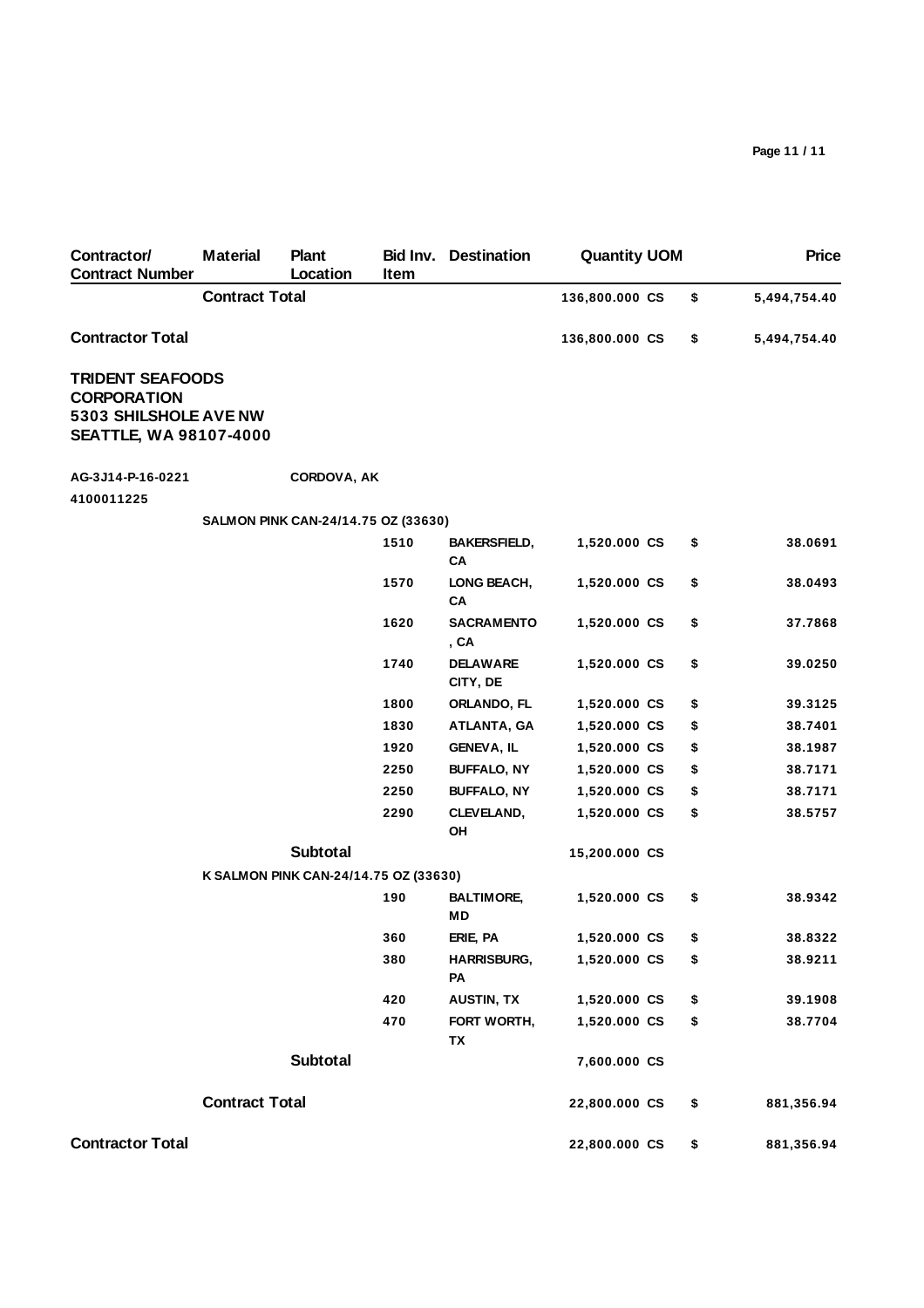| Contractor/ Contract Number | Material | Plant Location | Bid Inv. Item | Destination | Quantity | UOM | | Price |
|---|---|---|---|---|---|---|---|---|
| | **Contract Total** | | | | 136,800.000 | CS | $ | 5,494,754.40 |
| **Contractor Total** | | | | | 136,800.000 | CS | $ | 5,494,754.40 |
| **TRIDENT SEAFOODS CORPORATION 5303 SHILSHOLE AVE NW SEATTLE, WA 98107-4000** | | | | | | | | |
| AG-3J14-P-16-0221 4100011225 | | CORDOVA, AK | | | | | | |
| | SALMON PINK CAN-24/14.75 OZ (33630) | | | | | | | |
| | | | 1510 | BAKERSFIELD, CA | 1,520.000 | CS | $ | 38.0691 |
| | | | 1570 | LONG BEACH, CA | 1,520.000 | CS | $ | 38.0493 |
| | | | 1620 | SACRAMENTO, CA | 1,520.000 | CS | $ | 37.7868 |
| | | | 1740 | DELAWARE CITY, DE | 1,520.000 | CS | $ | 39.0250 |
| | | | 1800 | ORLANDO, FL | 1,520.000 | CS | $ | 39.3125 |
| | | | 1830 | ATLANTA, GA | 1,520.000 | CS | $ | 38.7401 |
| | | | 1920 | GENEVA, IL | 1,520.000 | CS | $ | 38.1987 |
| | | | 2250 | BUFFALO, NY | 1,520.000 | CS | $ | 38.7171 |
| | | | 2250 | BUFFALO, NY | 1,520.000 | CS | $ | 38.7171 |
| | | | 2290 | CLEVELAND, OH | 1,520.000 | CS | $ | 38.5757 |
| | | **Subtotal** | | | 15,200.000 | CS | | |
| | K SALMON PINK CAN-24/14.75 OZ (33630) | | | | | | | |
| | | | 190 | BALTIMORE, MD | 1,520.000 | CS | $ | 38.9342 |
| | | | 360 | ERIE, PA | 1,520.000 | CS | $ | 38.8322 |
| | | | 380 | HARRISBURG, PA | 1,520.000 | CS | $ | 38.9211 |
| | | | 420 | AUSTIN, TX | 1,520.000 | CS | $ | 39.1908 |
| | | | 470 | FORT WORTH, TX | 1,520.000 | CS | $ | 38.7704 |
| | | **Subtotal** | | | 7,600.000 | CS | | |
| | **Contract Total** | | | | 22,800.000 | CS | $ | 881,356.94 |
| **Contractor Total** | | | | | 22,800.000 | CS | $ | 881,356.94 |